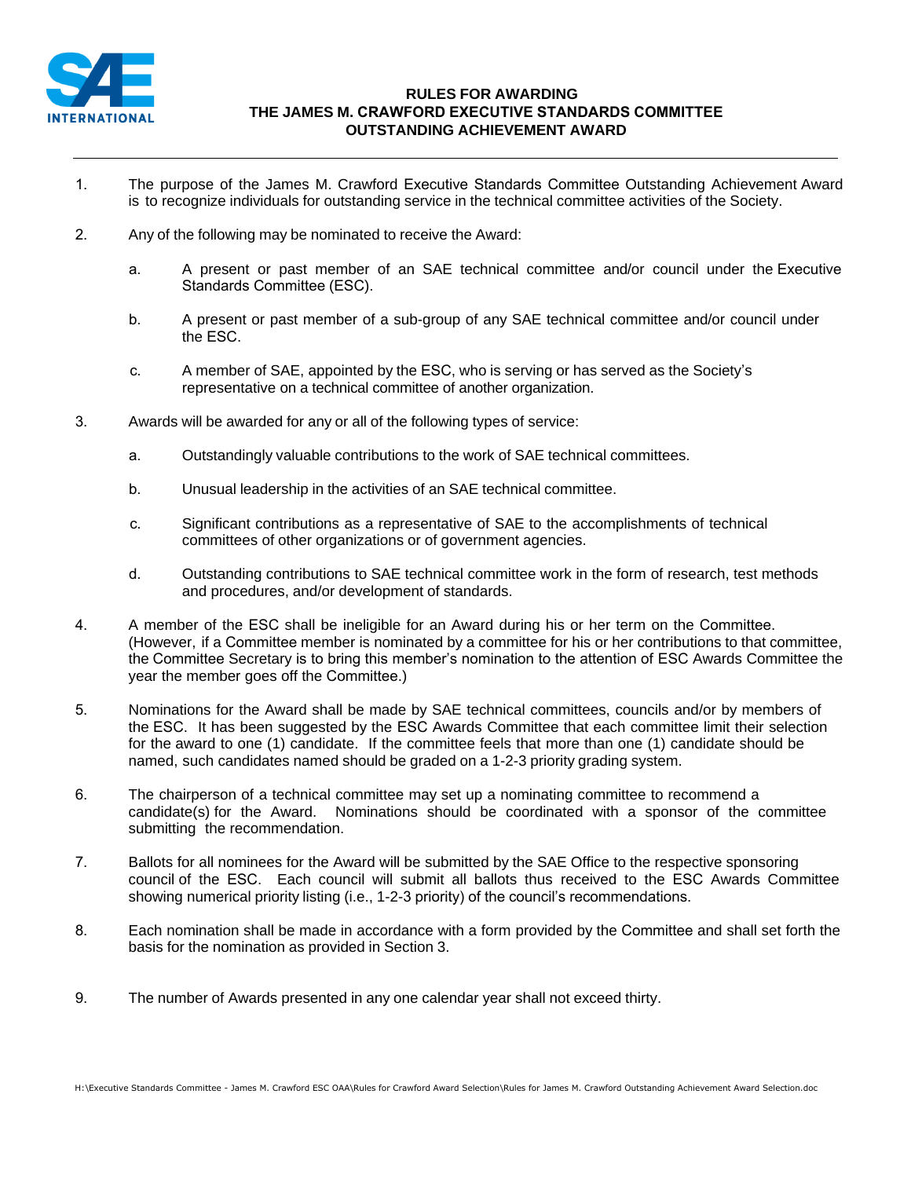# RULES FOR AWARDING
# THE JAMES M. CRAWFORD EXECUTIVE STANDARDS COMMITTEE
# OUTSTANDING ACHIEVEMENT AWARD

1. The purpose of the James M. Crawford Executive Standards Committee Outstanding Achievement Award is to recognize individuals for outstanding service in the technical committee activities of the Society.

2. Any of the following may be nominated to receive the Award:

   a. A present or past member of an SAE technical committee and/or council under the Executive Standards Committee (ESC).

   b. A present or past member of a sub-group of any SAE technical committee and/or council under the ESC.

   c. A member of SAE, appointed by the ESC, who is serving or has served as the Society's representative on a technical committee of another organization.

3. Awards will be awarded for any or all of the following types of service:

   a. Outstandingly valuable contributions to the work of SAE technical committees.

   b. Unusual leadership in the activities of an SAE technical committee.

   c. Significant contributions as a representative of SAE to the accomplishments of technical committees of other organizations or of government agencies.

   d. Outstanding contributions to SAE technical committee work in the form of research, test methods and procedures, and/or development of standards.

4. A member of the ESC shall be ineligible for an Award during his or her term on the Committee. (However, if a Committee member is nominated by a committee for his or her contributions to that committee, the Committee Secretary is to bring this member's nomination to the attention of ESC Awards Committee the year the member goes off the Committee.)

5. Nominations for the Award shall be made by SAE technical committees, councils and/or by members of the ESC. It has been suggested by the ESC Awards Committee that each committee limit their selection for the award to one (1) candidate. If the committee feels that more than one (1) candidate should be named, such candidates named should be graded on a 1-2-3 priority grading system.

6. The chairperson of a technical committee may set up a nominating committee to recommend a candidate(s) for the Award. Nominations should be coordinated with a sponsor of the committee submitting the recommendation.

7. Ballots for all nominees for the Award will be submitted by the SAE Office to the respective sponsoring council of the ESC. Each council will submit all ballots thus received to the ESC Awards Committee showing numerical priority listing (i.e., 1-2-3 priority) of the council's recommendations.

8. Each nomination shall be made in accordance with a form provided by the Committee and shall set forth the basis for the nomination as provided in Section 3.

9. The number of Awards presented in any one calendar year shall not exceed thirty.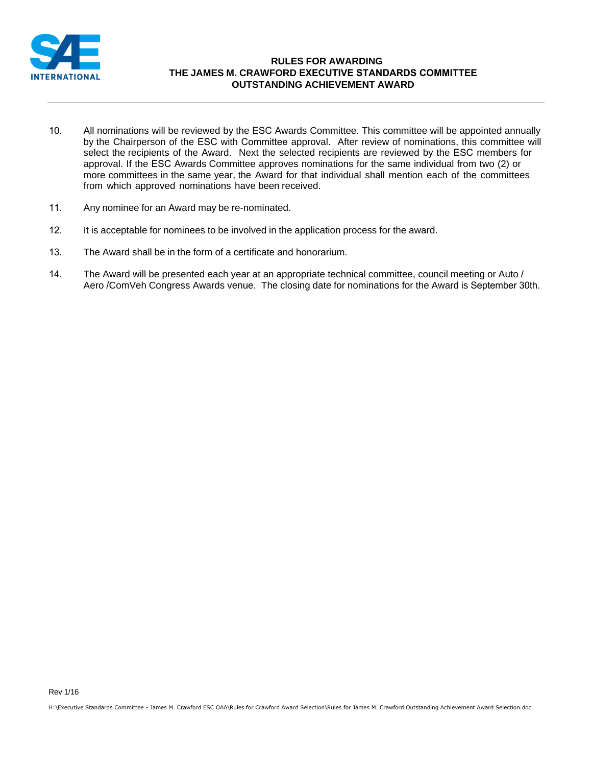10. All nominations will be reviewed by the ESC Awards Committee. This committee will be appointed annually by the Chairperson of the ESC with Committee approval. After review of nominations, this committee will select the recipients of the Award. Next the selected recipients are reviewed by the ESC members for approval. If the ESC Awards Committee approves nominations for the same individual from two (2) or more committees in the same year, the Award for that individual shall mention each of the committees from which approved nominations have been received.

11. Any nominee for an Award may be re-nominated.

12. It is acceptable for nominees to be involved in the application process for the award.

13. The Award shall be in the form of a certificate and honorarium.

14. The Award will be presented each year at an appropriate technical committee, council meeting or Auto / Aero /ComVeh Congress Awards venue. The closing date for nominations for the Award is September 30th.

Rev 1/16

H:\Executive Standards Committee - James M. Crawford ESC OAA\Rules for Crawford Award Selection\Rules for James M. Crawford Outstanding Achievement Award Selection.doc